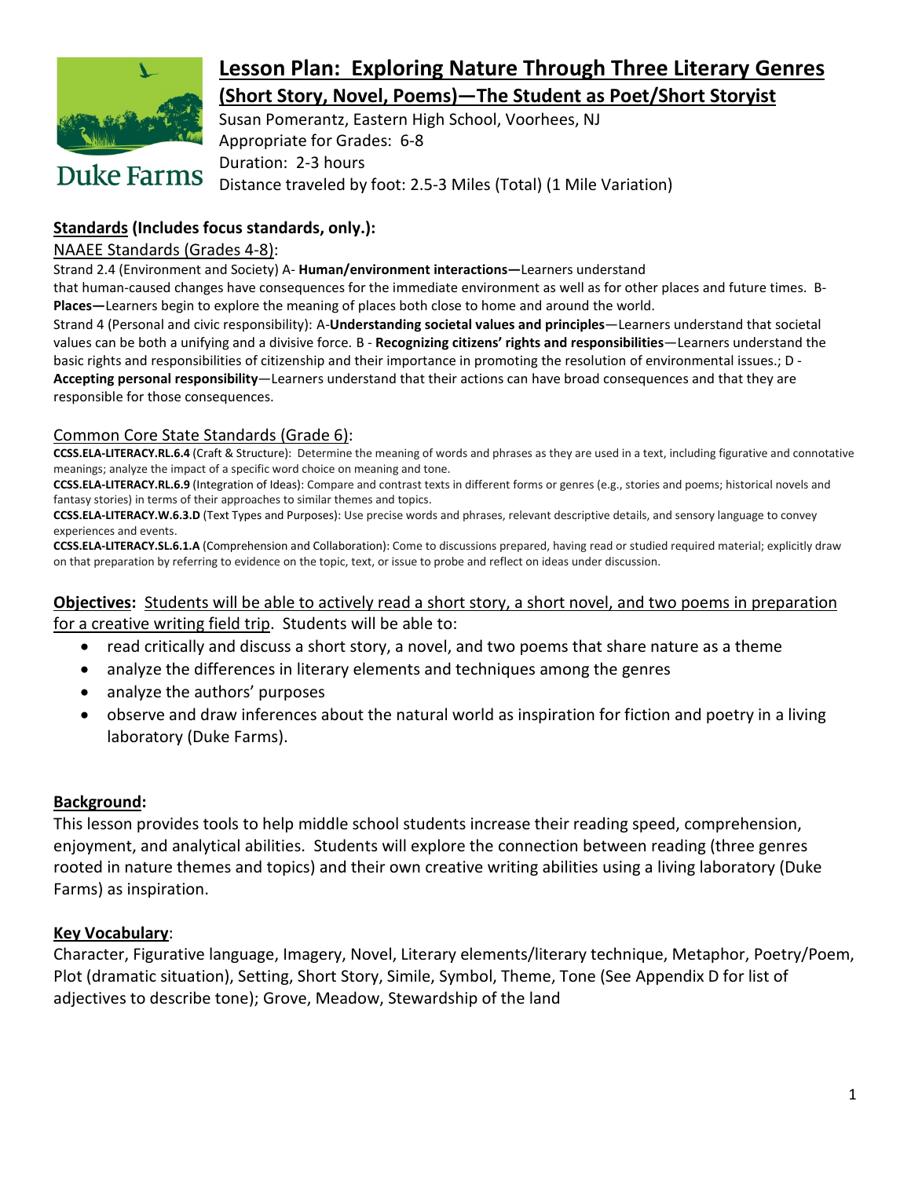Duke Farms

# Lesson Plan: Exploring Nature Through Three Literary Genres (Short Story, Novel, Poems)—The Student as Poet/Short Storyist

Susan Pomerantz, Eastern High School, Voorhees, NJ
Appropriate for Grades: 6-8
Duration: 2-3 hours
Distance traveled by foot: 2.5-3 Miles (Total) (1 Mile Variation)

## Standards (Includes focus standards, only.):

NAAEE Standards (Grades 4-8):

Strand 2.4 (Environment and Society) A- **Human/environment interactions—**Learners understand that human-caused changes have consequences for the immediate environment as well as for other places and future times. B- **Places—**Learners begin to explore the meaning of places both close to home and around the world.

Strand 4 (Personal and civic responsibility): A-**Understanding societal values and principles**—Learners understand that societal values can be both a unifying and a divisive force. B - **Recognizing citizens' rights and responsibilities**—Learners understand the basic rights and responsibilities of citizenship and their importance in promoting the resolution of environmental issues.; D - **Accepting personal responsibility**—Learners understand that their actions can have broad consequences and that they are responsible for those consequences.

Common Core State Standards (Grade 6):

**CCSS.ELA-LITERACY.RL.6.4** (Craft & Structure): Determine the meaning of words and phrases as they are used in a text, including figurative and connotative meanings; analyze the impact of a specific word choice on meaning and tone.

**CCSS.ELA-LITERACY.RL.6.9** (Integration of Ideas): Compare and contrast texts in different forms or genres (e.g., stories and poems; historical novels and fantasy stories) in terms of their approaches to similar themes and topics.

**CCSS.ELA-LITERACY.W.6.3.D** (Text Types and Purposes): Use precise words and phrases, relevant descriptive details, and sensory language to convey experiences and events.

**CCSS.ELA-LITERACY.SL.6.1.A** (Comprehension and Collaboration): Come to discussions prepared, having read or studied required material; explicitly draw on that preparation by referring to evidence on the topic, text, or issue to probe and reflect on ideas under discussion.

**Objectives:** Students will be able to actively read a short story, a short novel, and two poems in preparation for a creative writing field trip. Students will be able to:

- read critically and discuss a short story, a novel, and two poems that share nature as a theme
- analyze the differences in literary elements and techniques among the genres
- analyze the authors' purposes
- observe and draw inferences about the natural world as inspiration for fiction and poetry in a living laboratory (Duke Farms).

## Background:

This lesson provides tools to help middle school students increase their reading speed, comprehension, enjoyment, and analytical abilities. Students will explore the connection between reading (three genres rooted in nature themes and topics) and their own creative writing abilities using a living laboratory (Duke Farms) as inspiration.

## Key Vocabulary:

Character, Figurative language, Imagery, Novel, Literary elements/literary technique, Metaphor, Poetry/Poem, Plot (dramatic situation), Setting, Short Story, Simile, Symbol, Theme, Tone (See Appendix D for list of adjectives to describe tone); Grove, Meadow, Stewardship of the land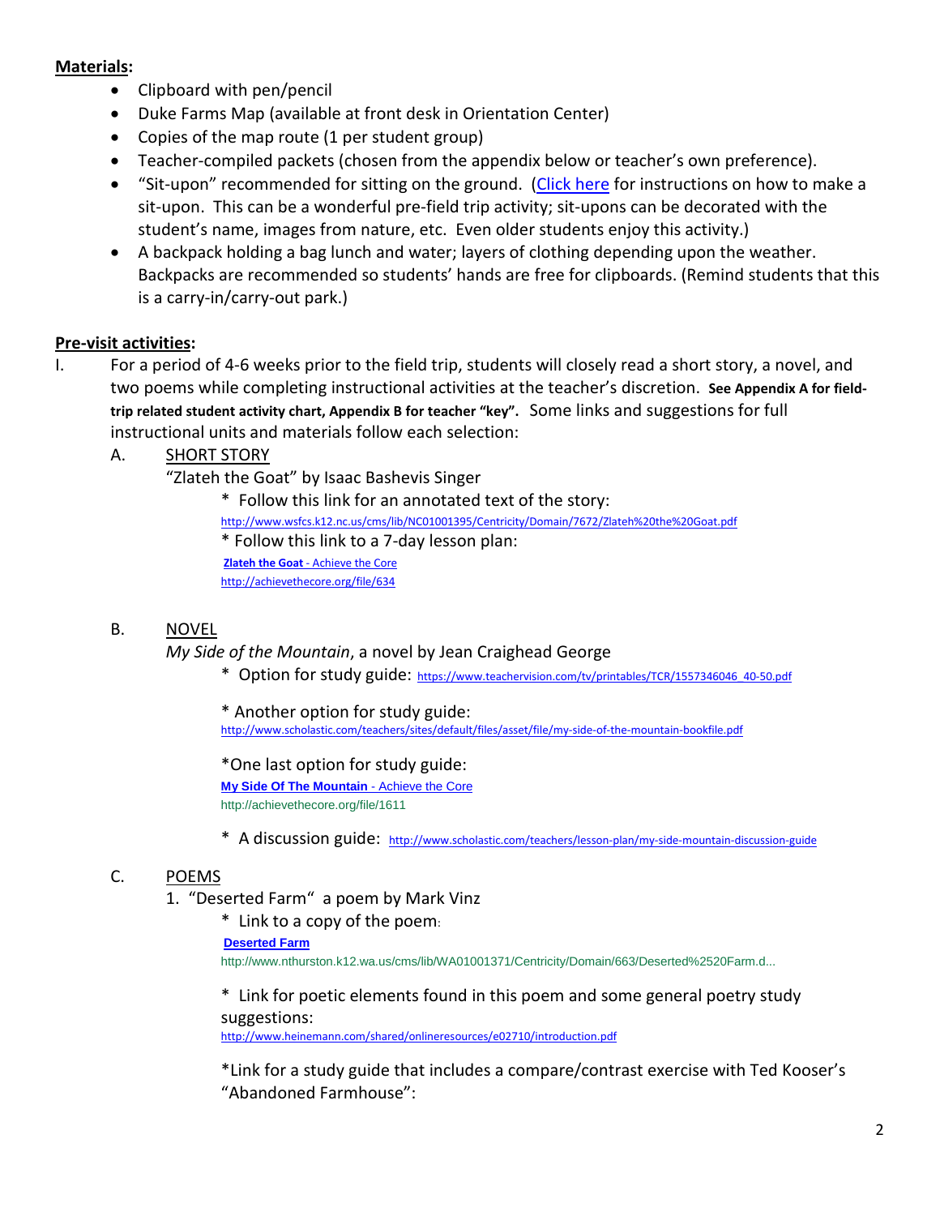**Materials:**

- Clipboard with pen/pencil
- Duke Farms Map (available at front desk in Orientation Center)
- Copies of the map route (1 per student group)
- Teacher-compiled packets (chosen from the appendix below or teacher's own preference).
- "Sit-upon" recommended for sitting on the ground. (Click here for instructions on how to make a sit-upon. This can be a wonderful pre-field trip activity; sit-upons can be decorated with the student's name, images from nature, etc. Even older students enjoy this activity.)
- A backpack holding a bag lunch and water; layers of clothing depending upon the weather. Backpacks are recommended so students' hands are free for clipboards. (Remind students that this is a carry-in/carry-out park.)

**Pre-visit activities:**

I. For a period of 4-6 weeks prior to the field trip, students will closely read a short story, a novel, and two poems while completing instructional activities at the teacher's discretion. **See Appendix A for field-trip related student activity chart, Appendix B for teacher "key".** Some links and suggestions for full instructional units and materials follow each selection:

A. SHORT STORY

"Zlateh the Goat" by Isaac Bashevis Singer

* Follow this link for an annotated text of the story:
http://www.wsfcs.k12.nc.us/cms/lib/NC01001395/Centricity/Domain/7672/Zlateh%20the%20Goat.pdf

* Follow this link to a 7-day lesson plan:
**Zlateh the Goat** - Achieve the Core
http://achievethecore.org/file/634

B. NOVEL

*My Side of the Mountain*, a novel by Jean Craighead George

* Option for study guide: https://www.teachervision.com/tv/printables/TCR/1557346046_40-50.pdf

* Another option for study guide:
http://www.scholastic.com/teachers/sites/default/files/asset/file/my-side-of-the-mountain-bookfile.pdf

*One last option for study guide:
**My Side Of The Mountain** - Achieve the Core
http://achievethecore.org/file/1611

* A discussion guide: http://www.scholastic.com/teachers/lesson-plan/my-side-mountain-discussion-guide

C. POEMS

1. "Deserted Farm" a poem by Mark Vinz

* Link to a copy of the poem:
**Deserted Farm**
http://www.nthurston.k12.wa.us/cms/lib/WA01001371/Centricity/Domain/663/Deserted%2520Farm.d...

* Link for poetic elements found in this poem and some general poetry study suggestions:
http://www.heinemann.com/shared/onlineresources/e02710/introduction.pdf

*Link for a study guide that includes a compare/contrast exercise with Ted Kooser's "Abandoned Farmhouse":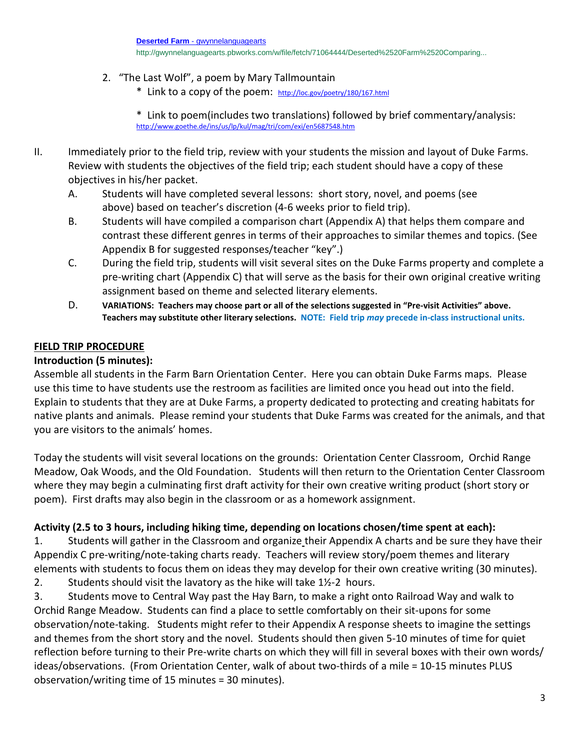**Deserted Farm** - gwynnelanguagearts
http://gwynnelanguagearts.pbworks.com/w/file/fetch/71064444/Deserted%2520Farm%2520Comparing...

2. "The Last Wolf", a poem by Mary Tallmountain
   * Link to a copy of the poem: http://loc.gov/poetry/180/167.html

   * Link to poem(includes two translations) followed by brief commentary/analysis: http://www.goethe.de/ins/us/lp/kul/mag/tri/com/exi/en5687548.htm

II. Immediately prior to the field trip, review with your students the mission and layout of Duke Farms. Review with students the objectives of the field trip; each student should have a copy of these objectives in his/her packet.

   A. Students will have completed several lessons: short story, novel, and poems (see above) based on teacher's discretion (4-6 weeks prior to field trip).

   B. Students will have compiled a comparison chart (Appendix A) that helps them compare and contrast these different genres in terms of their approaches to similar themes and topics. (See Appendix B for suggested responses/teacher "key".)

   C. During the field trip, students will visit several sites on the Duke Farms property and complete a pre-writing chart (Appendix C) that will serve as the basis for their own original creative writing assignment based on theme and selected literary elements.

   D. **VARIATIONS: Teachers may choose part or all of the selections suggested in "Pre-visit Activities" above. Teachers may substitute other literary selections. NOTE: Field trip *may* precede in-class instructional units.**

## FIELD TRIP PROCEDURE

### Introduction (5 minutes):

Assemble all students in the Farm Barn Orientation Center. Here you can obtain Duke Farms maps. Please use this time to have students use the restroom as facilities are limited once you head out into the field. Explain to students that they are at Duke Farms, a property dedicated to protecting and creating habitats for native plants and animals. Please remind your students that Duke Farms was created for the animals, and that you are visitors to the animals' homes.

Today the students will visit several locations on the grounds: Orientation Center Classroom, Orchid Range Meadow, Oak Woods, and the Old Foundation. Students will then return to the Orientation Center Classroom where they may begin a culminating first draft activity for their own creative writing product (short story or poem). First drafts may also begin in the classroom or as a homework assignment.

### Activity (2.5 to 3 hours, including hiking time, depending on locations chosen/time spent at each):

1. Students will gather in the Classroom and organize their Appendix A charts and be sure they have their Appendix C pre-writing/note-taking charts ready. Teachers will review story/poem themes and literary elements with students to focus them on ideas they may develop for their own creative writing (30 minutes).
2. Students should visit the lavatory as the hike will take 1½-2 hours.
3. Students move to Central Way past the Hay Barn, to make a right onto Railroad Way and walk to Orchid Range Meadow. Students can find a place to settle comfortably on their sit-upons for some observation/note-taking. Students might refer to their Appendix A response sheets to imagine the settings and themes from the short story and the novel. Students should then given 5-10 minutes of time for quiet reflection before turning to their Pre-write charts on which they will fill in several boxes with their own words/ ideas/observations. (From Orientation Center, walk of about two-thirds of a mile = 10-15 minutes PLUS observation/writing time of 15 minutes = 30 minutes).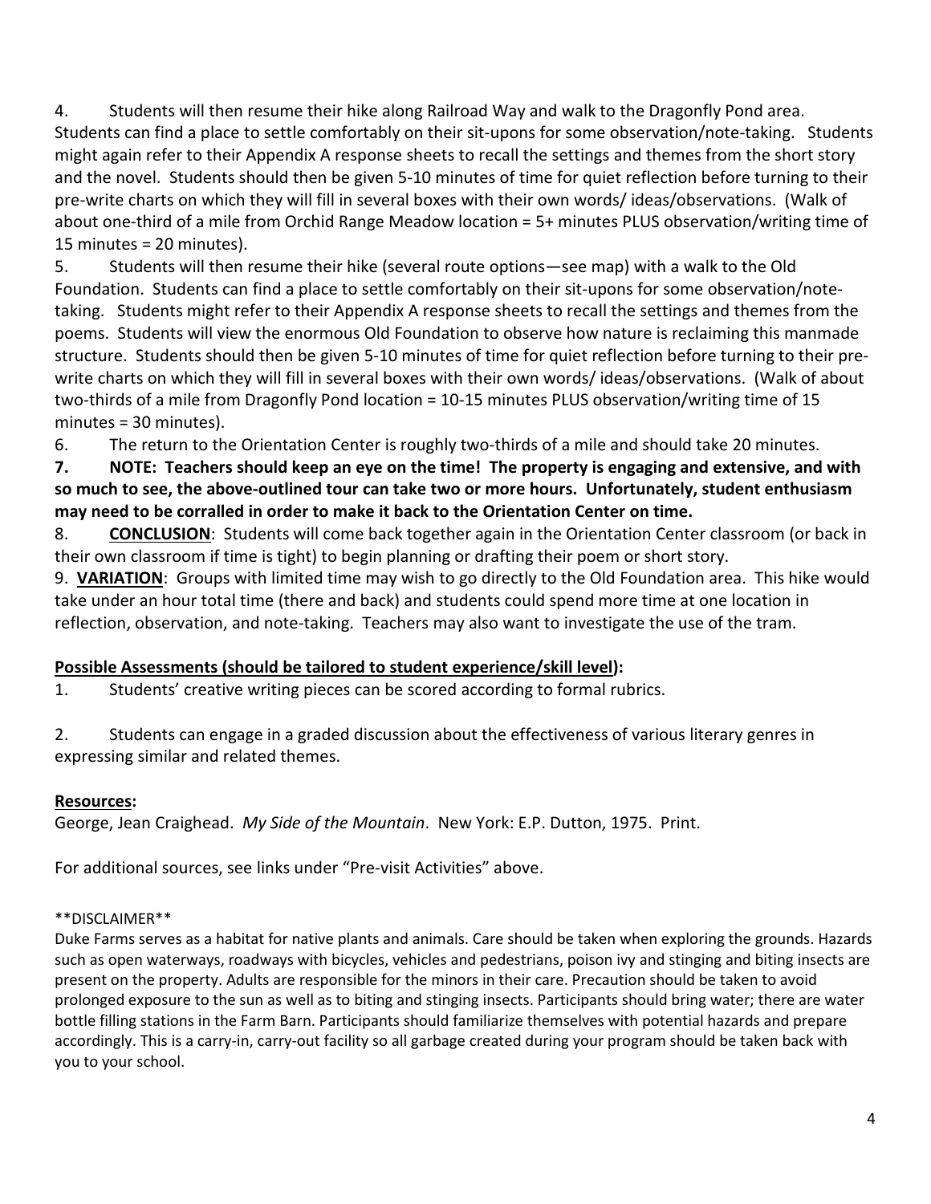4. Students will then resume their hike along Railroad Way and walk to the Dragonfly Pond area. Students can find a place to settle comfortably on their sit-upons for some observation/note-taking. Students might again refer to their Appendix A response sheets to recall the settings and themes from the short story and the novel. Students should then be given 5-10 minutes of time for quiet reflection before turning to their pre-write charts on which they will fill in several boxes with their own words/ ideas/observations. (Walk of about one-third of a mile from Orchid Range Meadow location = 5+ minutes PLUS observation/writing time of 15 minutes = 20 minutes).

5. Students will then resume their hike (several route options—see map) with a walk to the Old Foundation. Students can find a place to settle comfortably on their sit-upons for some observation/note-taking. Students might refer to their Appendix A response sheets to recall the settings and themes from the poems. Students will view the enormous Old Foundation to observe how nature is reclaiming this manmade structure. Students should then be given 5-10 minutes of time for quiet reflection before turning to their pre-write charts on which they will fill in several boxes with their own words/ ideas/observations. (Walk of about two-thirds of a mile from Dragonfly Pond location = 10-15 minutes PLUS observation/writing time of 15 minutes = 30 minutes).

6. The return to the Orientation Center is roughly two-thirds of a mile and should take 20 minutes.

**7. NOTE: Teachers should keep an eye on the time! The property is engaging and extensive, and with so much to see, the above-outlined tour can take two or more hours. Unfortunately, student enthusiasm may need to be corralled in order to make it back to the Orientation Center on time.**

8. **CONCLUSION**: Students will come back together again in the Orientation Center classroom (or back in their own classroom if time is tight) to begin planning or drafting their poem or short story.

9. **VARIATION**: Groups with limited time may wish to go directly to the Old Foundation area. This hike would take under an hour total time (there and back) and students could spend more time at one location in reflection, observation, and note-taking. Teachers may also want to investigate the use of the tram.

**Possible Assessments (should be tailored to student experience/skill level):**

1. Students' creative writing pieces can be scored according to formal rubrics.

2. Students can engage in a graded discussion about the effectiveness of various literary genres in expressing similar and related themes.

**Resources:**

George, Jean Craighead. *My Side of the Mountain*. New York: E.P. Dutton, 1975. Print.

For additional sources, see links under "Pre-visit Activities" above.

**DISCLAIMER**

Duke Farms serves as a habitat for native plants and animals. Care should be taken when exploring the grounds. Hazards such as open waterways, roadways with bicycles, vehicles and pedestrians, poison ivy and stinging and biting insects are present on the property. Adults are responsible for the minors in their care. Precaution should be taken to avoid prolonged exposure to the sun as well as to biting and stinging insects. Participants should bring water; there are water bottle filling stations in the Farm Barn. Participants should familiarize themselves with potential hazards and prepare accordingly. This is a carry-in, carry-out facility so all garbage created during your program should be taken back with you to your school.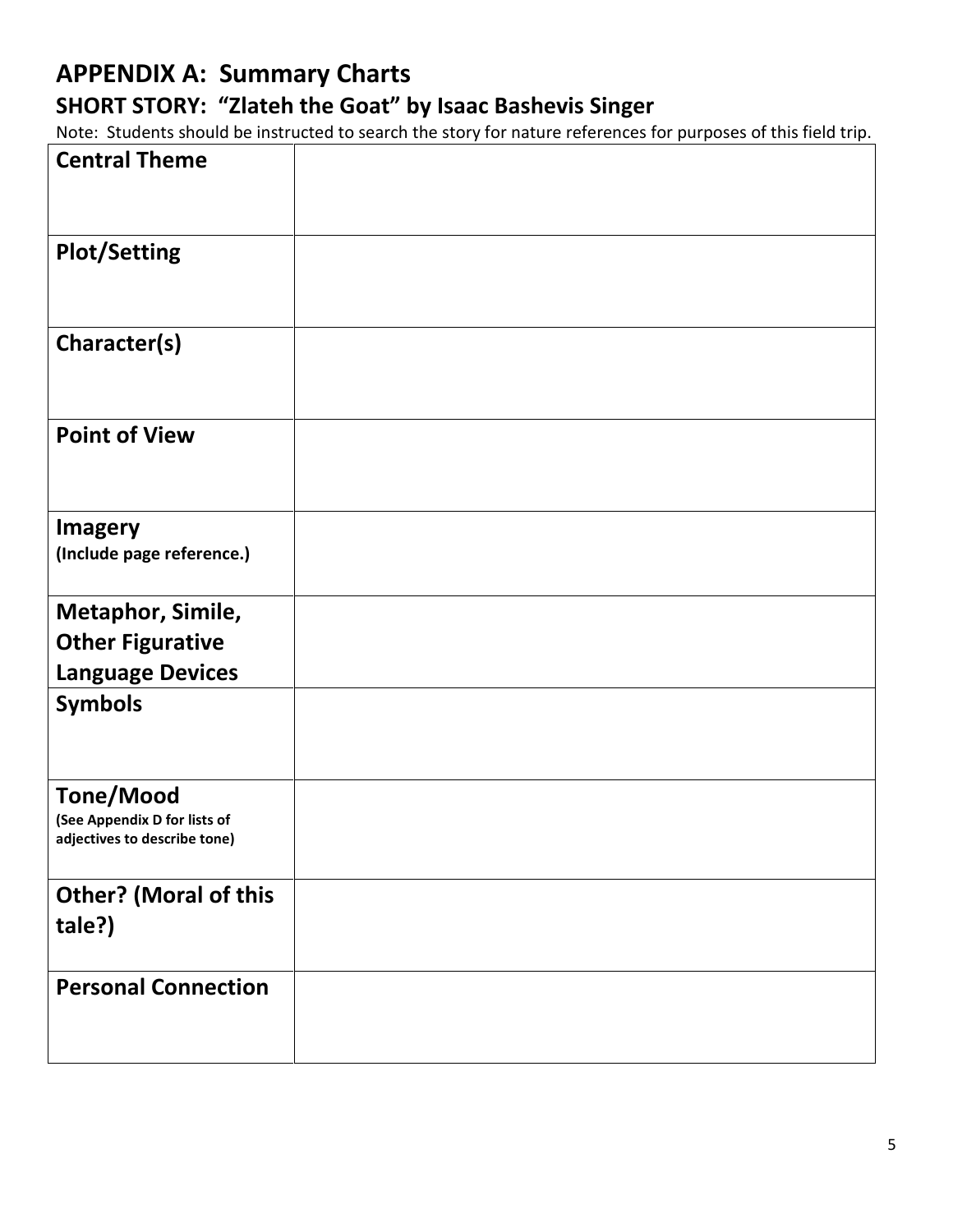# APPENDIX A: Summary Charts

## SHORT STORY: "Zlateh the Goat" by Isaac Bashevis Singer

Note: Students should be instructed to search the story for nature references for purposes of this field trip.

| | |
|---|---|
| **Central Theme** | |
| **Plot/Setting** | |
| **Character(s)** | |
| **Point of View** | |
| **Imagery** **(Include page reference.)** | |
| **Metaphor, Simile, Other Figurative Language Devices** | |
| **Symbols** | |
| **Tone/Mood** **(See Appendix D for lists of adjectives to describe tone)** | |
| **Other? (Moral of this tale?)** | |
| **Personal Connection** | |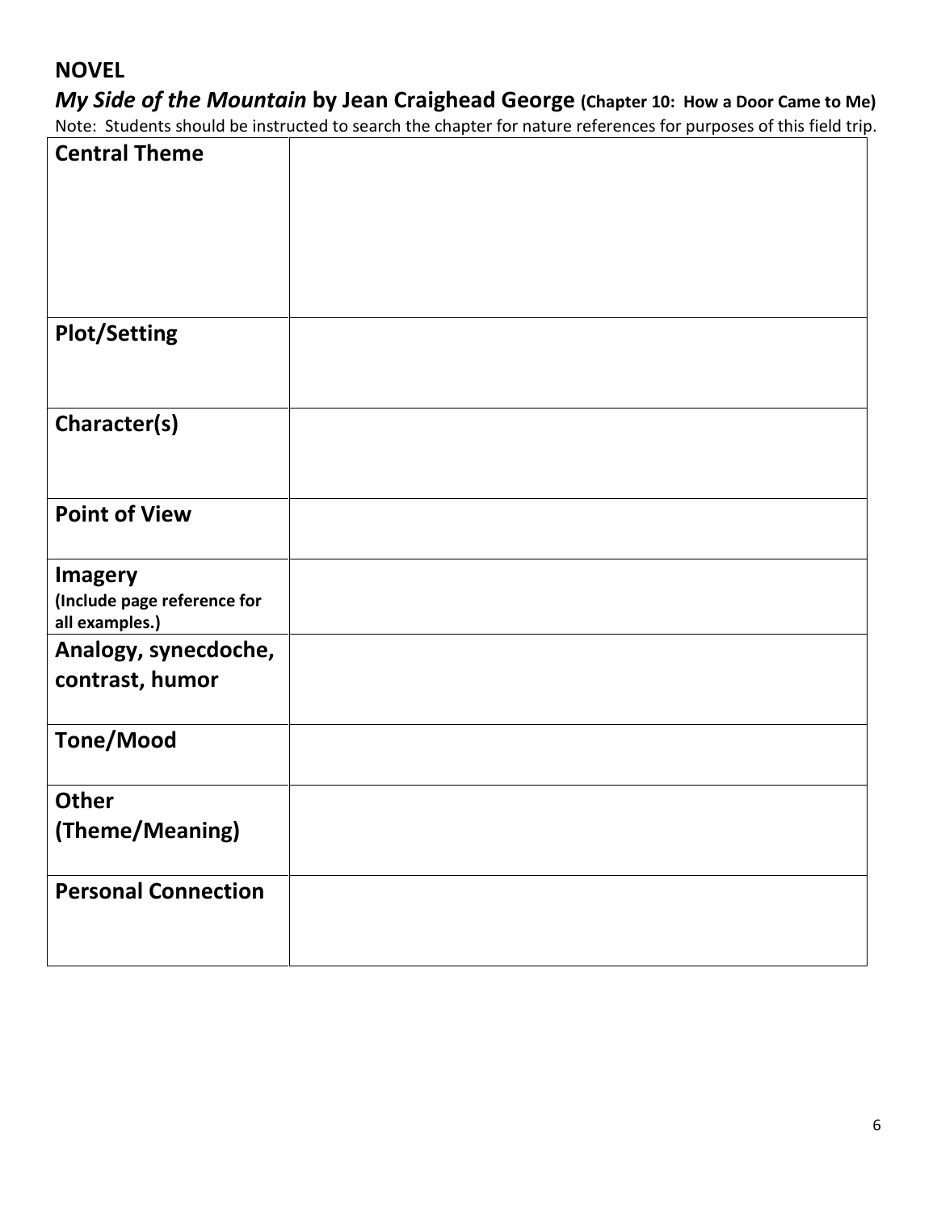## NOVEL

### *My Side of the Mountain* by Jean Craighead George (Chapter 10: How a Door Came to Me)

Note: Students should be instructed to search the chapter for nature references for purposes of this field trip.

| | |
|---|---|
| **Central Theme** | |
| **Plot/Setting** | |
| **Character(s)** | |
| **Point of View** | |
| **Imagery** (Include page reference for all examples.) | |
| **Analogy, synecdoche, contrast, humor** | |
| **Tone/Mood** | |
| **Other (Theme/Meaning)** | |
| **Personal Connection** | |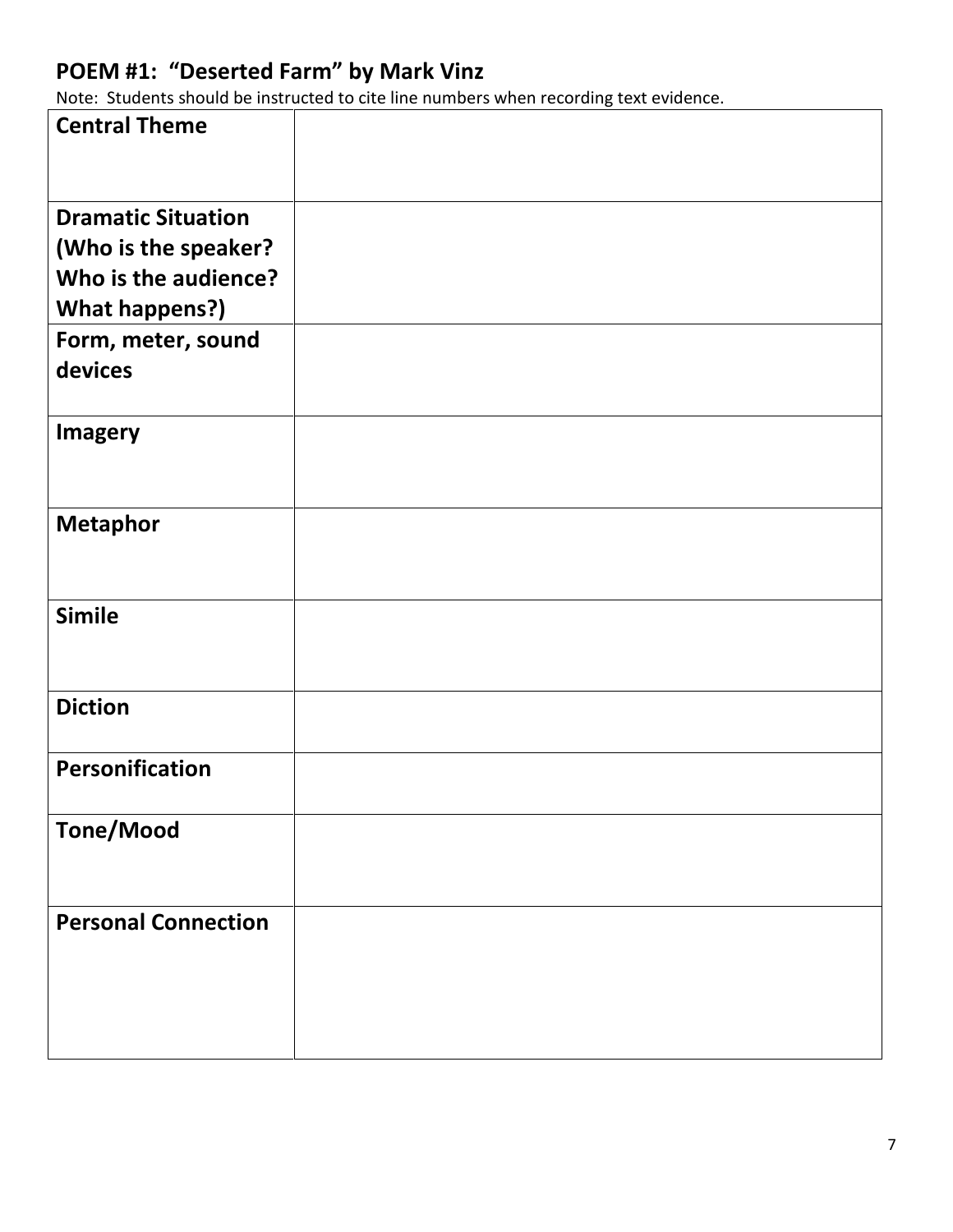## POEM #1: "Deserted Farm" by Mark Vinz

Note: Students should be instructed to cite line numbers when recording text evidence.

| | |
|---|---|
| **Central Theme** | |
| **Dramatic Situation (Who is the speaker? Who is the audience? What happens?)** | |
| **Form, meter, sound devices** | |
| **Imagery** | |
| **Metaphor** | |
| **Simile** | |
| **Diction** | |
| **Personification** | |
| **Tone/Mood** | |
| **Personal Connection** | |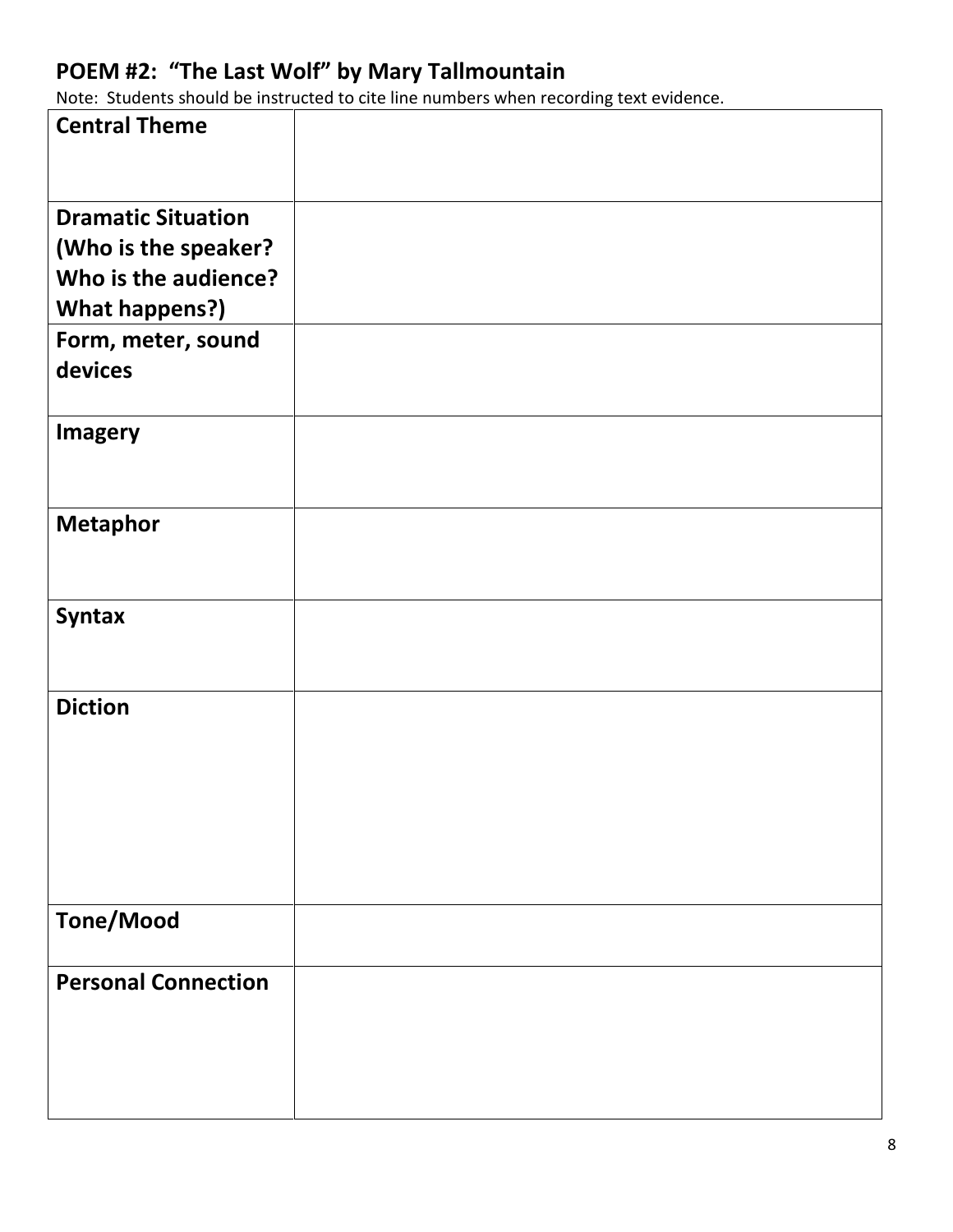## POEM #2: "The Last Wolf" by Mary Tallmountain

Note: Students should be instructed to cite line numbers when recording text evidence.

| | |
|---|---|
| **Central Theme** | |
| **Dramatic Situation (Who is the speaker? Who is the audience? What happens?)** | |
| **Form, meter, sound devices** | |
| **Imagery** | |
| **Metaphor** | |
| **Syntax** | |
| **Diction** | |
| **Tone/Mood** | |
| **Personal Connection** | |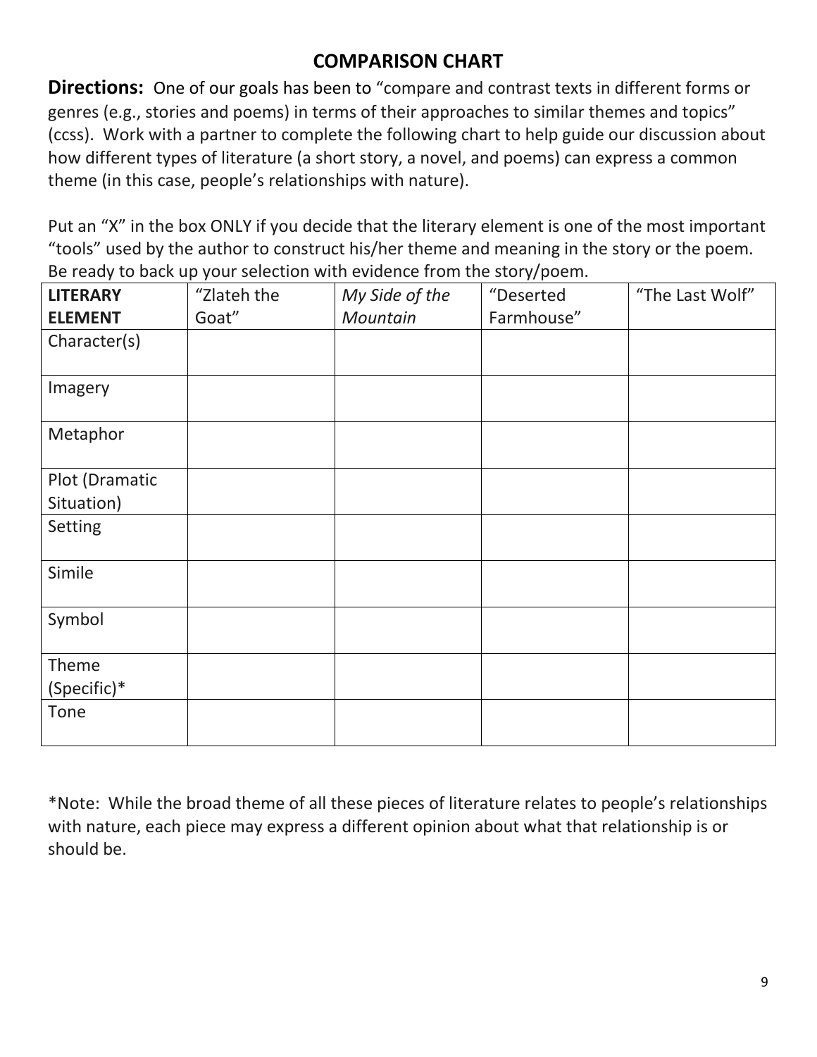## COMPARISON CHART

**Directions:** One of our goals has been to "compare and contrast texts in different forms or genres (e.g., stories and poems) in terms of their approaches to similar themes and topics" (ccss). Work with a partner to complete the following chart to help guide our discussion about how different types of literature (a short story, a novel, and poems) can express a common theme (in this case, people's relationships with nature).

Put an "X" in the box ONLY if you decide that the literary element is one of the most important "tools" used by the author to construct his/her theme and meaning in the story or the poem. Be ready to back up your selection with evidence from the story/poem.

| **LITERARY ELEMENT** | "Zlateh the Goat" | *My Side of the Mountain* | "Deserted Farmhouse" | "The Last Wolf" |
|---|---|---|---|---|
| Character(s) | | | | |
| Imagery | | | | |
| Metaphor | | | | |
| Plot (Dramatic Situation) | | | | |
| Setting | | | | |
| Simile | | | | |
| Symbol | | | | |
| Theme (Specific)* | | | | |
| Tone | | | | |

*Note: While the broad theme of all these pieces of literature relates to people's relationships with nature, each piece may express a different opinion about what that relationship is or should be.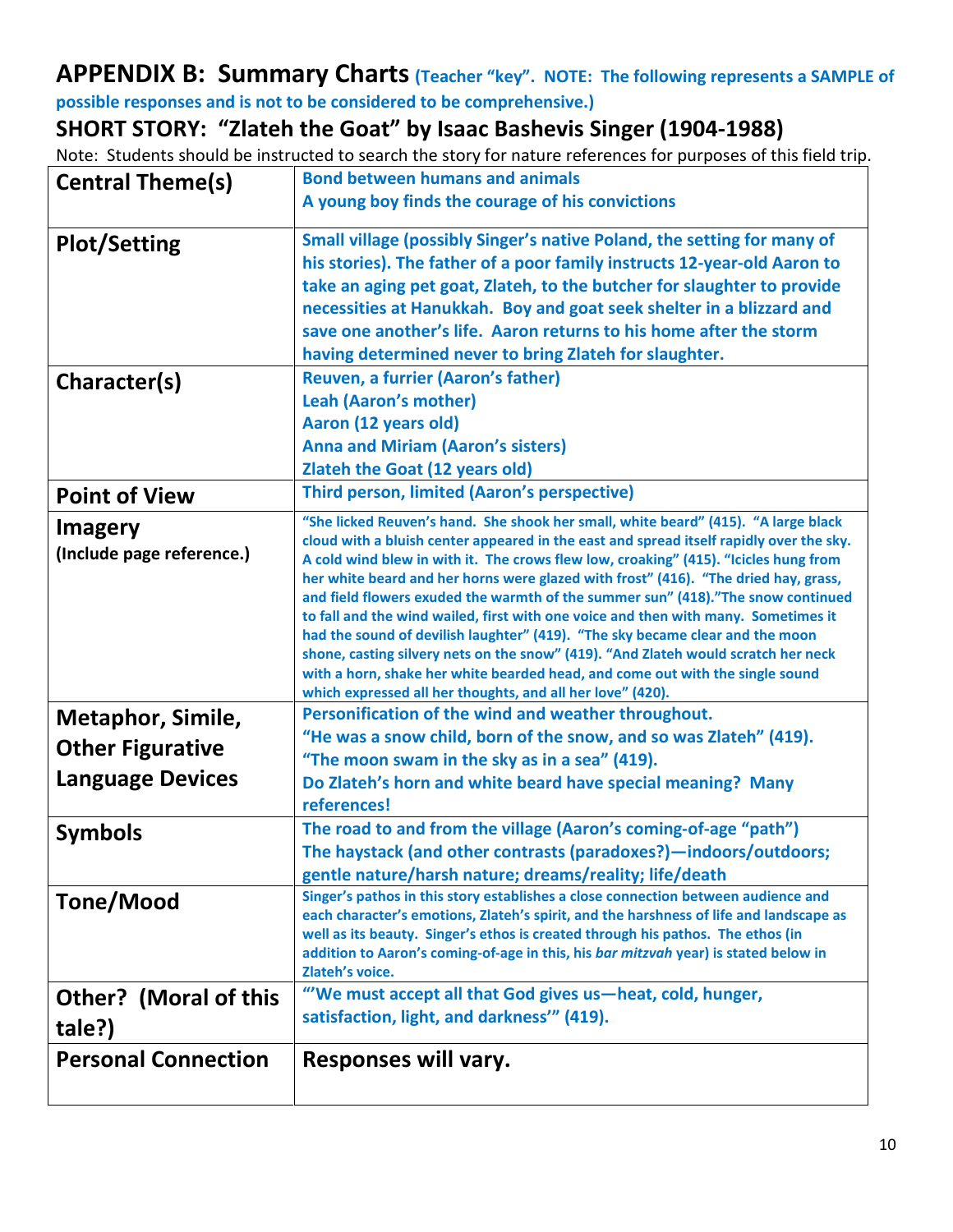## APPENDIX B: Summary Charts (Teacher "key". NOTE: The following represents a SAMPLE of possible responses and is not to be considered to be comprehensive.)

## SHORT STORY: "Zlateh the Goat" by Isaac Bashevis Singer (1904-1988)

Note: Students should be instructed to search the story for nature references for purposes of this field trip.

| | |
|---|---|
| **Central Theme(s)** | Bond between humans and animals<br>A young boy finds the courage of his convictions |
| **Plot/Setting** | Small village (possibly Singer's native Poland, the setting for many of his stories). The father of a poor family instructs 12-year-old Aaron to take an aging pet goat, Zlateh, to the butcher for slaughter to provide necessities at Hanukkah. Boy and goat seek shelter in a blizzard and save one another's life. Aaron returns to his home after the storm having determined never to bring Zlateh for slaughter. |
| **Character(s)** | Reuven, a furrier (Aaron's father)<br>Leah (Aaron's mother)<br>Aaron (12 years old)<br>Anna and Miriam (Aaron's sisters)<br>Zlateh the Goat (12 years old) |
| **Point of View** | Third person, limited (Aaron's perspective) |
| **Imagery** (Include page reference.) | "She licked Reuven's hand. She shook her small, white beard" (415). "A large black cloud with a bluish center appeared in the east and spread itself rapidly over the sky. A cold wind blew in with it. The crows flew low, croaking" (415). "Icicles hung from her white beard and her horns were glazed with frost" (416). "The dried hay, grass, and field flowers exuded the warmth of the summer sun" (418)."The snow continued to fall and the wind wailed, first with one voice and then with many. Sometimes it had the sound of devilish laughter" (419). "The sky became clear and the moon shone, casting silvery nets on the snow" (419). "And Zlateh would scratch her neck with a horn, shake her white bearded head, and come out with the single sound which expressed all her thoughts, and all her love" (420). |
| **Metaphor, Simile, Other Figurative Language Devices** | Personification of the wind and weather throughout.<br>"He was a snow child, born of the snow, and so was Zlateh" (419).<br>"The moon swam in the sky as in a sea" (419).<br>Do Zlateh's horn and white beard have special meaning? Many references! |
| **Symbols** | The road to and from the village (Aaron's coming-of-age "path")<br>The haystack (and other contrasts (paradoxes?)—indoors/outdoors; gentle nature/harsh nature; dreams/reality; life/death |
| **Tone/Mood** | Singer's pathos in this story establishes a close connection between audience and each character's emotions, Zlateh's spirit, and the harshness of life and landscape as well as its beauty. Singer's ethos is created through his pathos. The ethos (in addition to Aaron's coming-of-age in this, his *bar mitzvah* year) is stated below in Zlateh's voice. |
| **Other? (Moral of this tale?)** | "'We must accept all that God gives us—heat, cold, hunger, satisfaction, light, and darkness'" (419). |
| **Personal Connection** | Responses will vary. |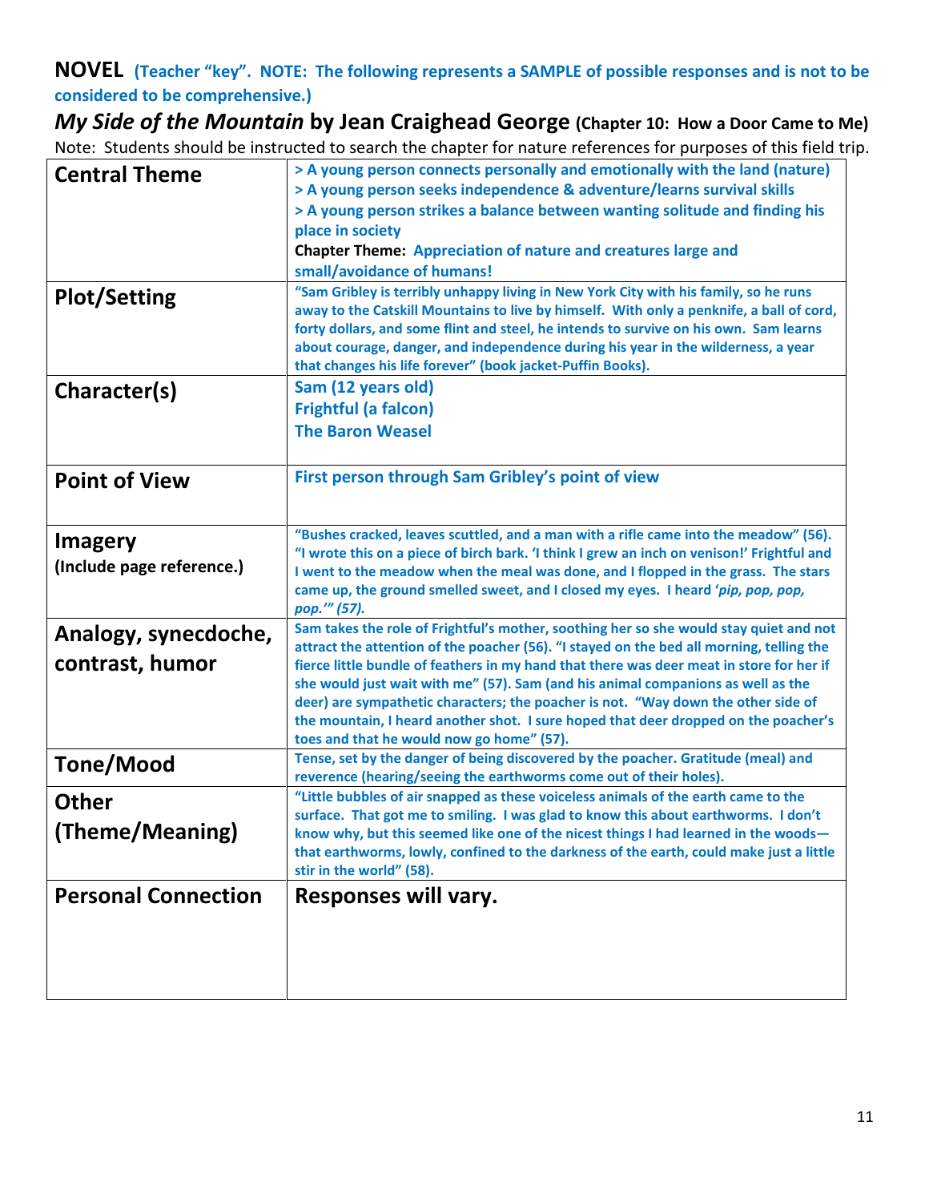**NOVEL** **(Teacher "key". NOTE: The following represents a SAMPLE of possible responses and is not to be considered to be comprehensive.)**

***My Side of the Mountain*** **by Jean Craighead George** **(Chapter 10: How a Door Came to Me)**

Note: Students should be instructed to search the chapter for nature references for purposes of this field trip.

| | |
|---|---|
| **Central Theme** | > A young person connects personally and emotionally with the land (nature)<br>> A young person seeks independence & adventure/learns survival skills<br>> A young person strikes a balance between wanting solitude and finding his place in society<br>**Chapter Theme:** Appreciation of nature and creatures large and small/avoidance of humans! |
| **Plot/Setting** | "Sam Gribley is terribly unhappy living in New York City with his family, so he runs away to the Catskill Mountains to live by himself. With only a penknife, a ball of cord, forty dollars, and some flint and steel, he intends to survive on his own. Sam learns about courage, danger, and independence during his year in the wilderness, a year that changes his life forever" (book jacket-Puffin Books). |
| **Character(s)** | Sam (12 years old)<br>Frightful (a falcon)<br>The Baron Weasel |
| **Point of View** | First person through Sam Gribley's point of view |
| **Imagery**<br>**(Include page reference.)** | "Bushes cracked, leaves scuttled, and a man with a rifle came into the meadow" (56). "I wrote this on a piece of birch bark. 'I think I grew an inch on venison!' Frightful and I went to the meadow when the meal was done, and I flopped in the grass. The stars came up, the ground smelled sweet, and I closed my eyes. I heard '*pip, pop, pop, pop.*'" *(57).* |
| **Analogy, synecdoche, contrast, humor** | Sam takes the role of Frightful's mother, soothing her so she would stay quiet and not attract the attention of the poacher (56). "I stayed on the bed all morning, telling the fierce little bundle of feathers in my hand that there was deer meat in store for her if she would just wait with me" (57). Sam (and his animal companions as well as the deer) are sympathetic characters; the poacher is not. "Way down the other side of the mountain, I heard another shot. I sure hoped that deer dropped on the poacher's toes and that he would now go home" (57). |
| **Tone/Mood** | Tense, set by the danger of being discovered by the poacher. Gratitude (meal) and reverence (hearing/seeing the earthworms come out of their holes). |
| **Other**<br>**(Theme/Meaning)** | "Little bubbles of air snapped as these voiceless animals of the earth came to the surface. That got me to smiling. I was glad to know this about earthworms. I don't know why, but this seemed like one of the nicest things I had learned in the woods—that earthworms, lowly, confined to the darkness of the earth, could make just a little stir in the world" (58). |
| **Personal Connection** | **Responses will vary.** |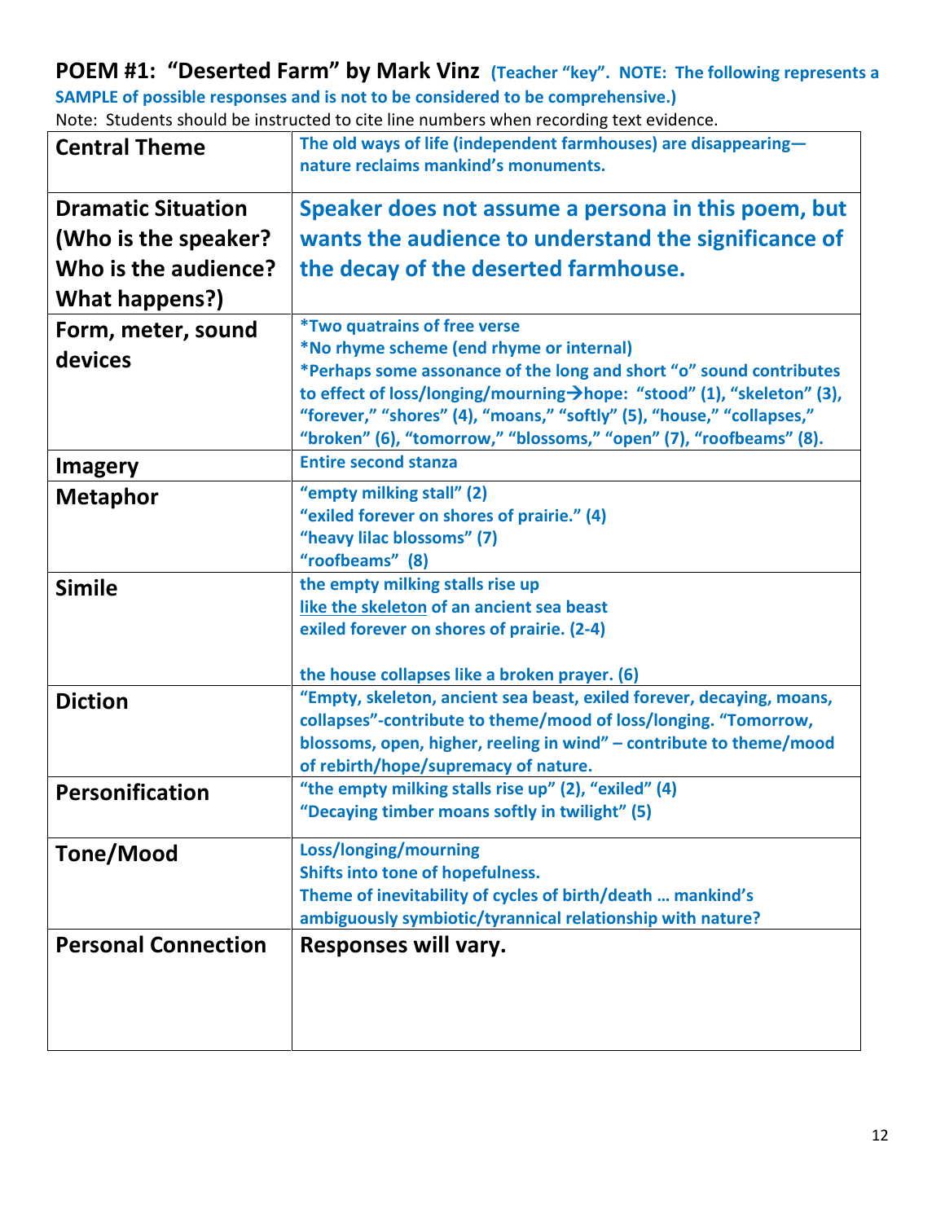## POEM #1: "Deserted Farm" by Mark Vinz (Teacher "key". NOTE: The following represents a SAMPLE of possible responses and is not to be considered to be comprehensive.)

Note: Students should be instructed to cite line numbers when recording text evidence.

| | |
|---|---|
| **Central Theme** | The old ways of life (independent farmhouses) are disappearing—nature reclaims mankind's monuments. |
| **Dramatic Situation (Who is the speaker? Who is the audience? What happens?)** | Speaker does not assume a persona in this poem, but wants the audience to understand the significance of the decay of the deserted farmhouse. |
| **Form, meter, sound devices** | *Two quatrains of free verse<br>*No rhyme scheme (end rhyme or internal)<br>*Perhaps some assonance of the long and short "o" sound contributes to effect of loss/longing/mourning→hope: "stood" (1), "skeleton" (3), "forever," "shores" (4), "moans," "softly" (5), "house," "collapses," "broken" (6), "tomorrow," "blossoms," "open" (7), "roofbeams" (8). |
| **Imagery** | Entire second stanza |
| **Metaphor** | "empty milking stall" (2)<br>"exiled forever on shores of prairie." (4)<br>"heavy lilac blossoms" (7)<br>"roofbeams" (8) |
| **Simile** | the empty milking stalls rise up<br><u>like the skeleton</u> of an ancient sea beast<br>exiled forever on shores of prairie. (2-4)<br><br>the house collapses like a broken prayer. (6) |
| **Diction** | "Empty, skeleton, ancient sea beast, exiled forever, decaying, moans, collapses"-contribute to theme/mood of loss/longing. "Tomorrow, blossoms, open, higher, reeling in wind" – contribute to theme/mood of rebirth/hope/supremacy of nature. |
| **Personification** | "the empty milking stalls rise up" (2), "exiled" (4)<br>"Decaying timber moans softly in twilight" (5) |
| **Tone/Mood** | Loss/longing/mourning<br>Shifts into tone of hopefulness.<br>Theme of inevitability of cycles of birth/death … mankind's ambiguously symbiotic/tyrannical relationship with nature? |
| **Personal Connection** | Responses will vary. |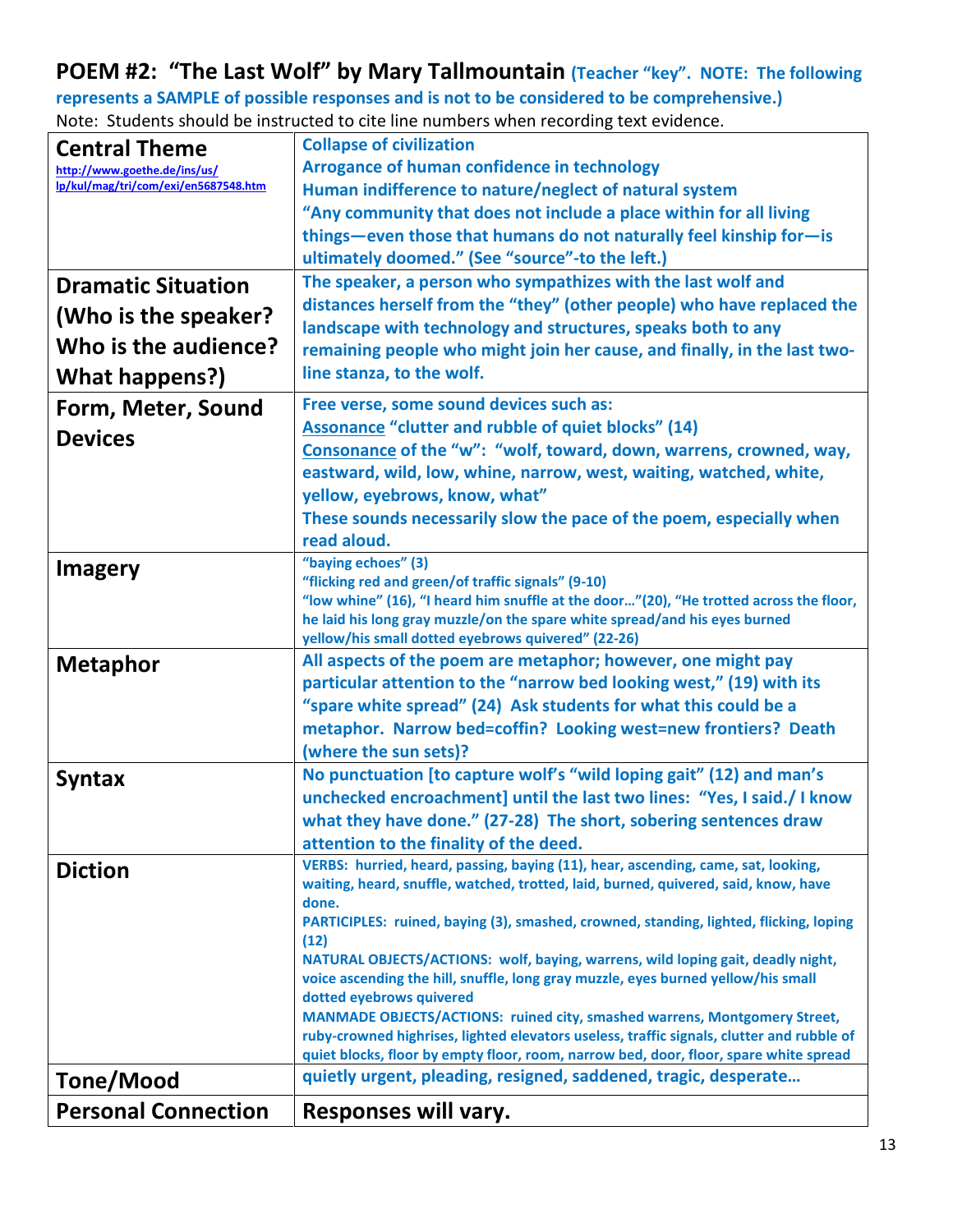## POEM #2: "The Last Wolf" by Mary Tallmountain (Teacher "key". NOTE: The following represents a SAMPLE of possible responses and is not to be considered to be comprehensive.)

Note: Students should be instructed to cite line numbers when recording text evidence.

| | |
|---|---|
| **Central Theme** http://www.goethe.de/ins/us/lp/kul/mag/tri/com/exi/en5687548.htm | **Collapse of civilization**<br>**Arrogance of human confidence in technology**<br>**Human indifference to nature/neglect of natural system**<br>**"Any community that does not include a place within for all living things—even those that humans do not naturally feel kinship for—is ultimately doomed." (See "source"-to the left.)** |
| **Dramatic Situation (Who is the speaker? Who is the audience? What happens?)** | **The speaker, a person who sympathizes with the last wolf and distances herself from the "they" (other people) who have replaced the landscape with technology and structures, speaks both to any remaining people who might join her cause, and finally, in the last two-line stanza, to the wolf.** |
| **Form, Meter, Sound Devices** | **Free verse, some sound devices such as:**<br>**Assonance "clutter and rubble of quiet blocks" (14)**<br>**Consonance of the "w": "wolf, toward, down, warrens, crowned, way, eastward, wild, low, whine, narrow, west, waiting, watched, white, yellow, eyebrows, know, what"**<br>**These sounds necessarily slow the pace of the poem, especially when read aloud.** |
| **Imagery** | **"baying echoes" (3)**<br>**"flicking red and green/of traffic signals" (9-10)**<br>**"low whine" (16), "I heard him snuffle at the door…"(20), "He trotted across the floor, he laid his long gray muzzle/on the spare white spread/and his eyes burned yellow/his small dotted eyebrows quivered" (22-26)** |
| **Metaphor** | **All aspects of the poem are metaphor; however, one might pay particular attention to the "narrow bed looking west," (19) with its "spare white spread" (24) Ask students for what this could be a metaphor. Narrow bed=coffin? Looking west=new frontiers? Death (where the sun sets)?** |
| **Syntax** | **No punctuation [to capture wolf's "wild loping gait" (12) and man's unchecked encroachment] until the last two lines: "Yes, I said./ I know what they have done." (27-28) The short, sobering sentences draw attention to the finality of the deed.** |
| **Diction** | **VERBS: hurried, heard, passing, baying (11), hear, ascending, came, sat, looking, waiting, heard, snuffle, watched, trotted, laid, burned, quivered, said, know, have done.**<br>**PARTICIPLES: ruined, baying (3), smashed, crowned, standing, lighted, flicking, loping (12)**<br>**NATURAL OBJECTS/ACTIONS: wolf, baying, warrens, wild loping gait, deadly night, voice ascending the hill, snuffle, long gray muzzle, eyes burned yellow/his small dotted eyebrows quivered**<br>**MANMADE OBJECTS/ACTIONS: ruined city, smashed warrens, Montgomery Street, ruby-crowned highrises, lighted elevators useless, traffic signals, clutter and rubble of quiet blocks, floor by empty floor, room, narrow bed, door, floor, spare white spread** |
| **Tone/Mood** | **quietly urgent, pleading, resigned, saddened, tragic, desperate…** |
| **Personal Connection** | **Responses will vary.** |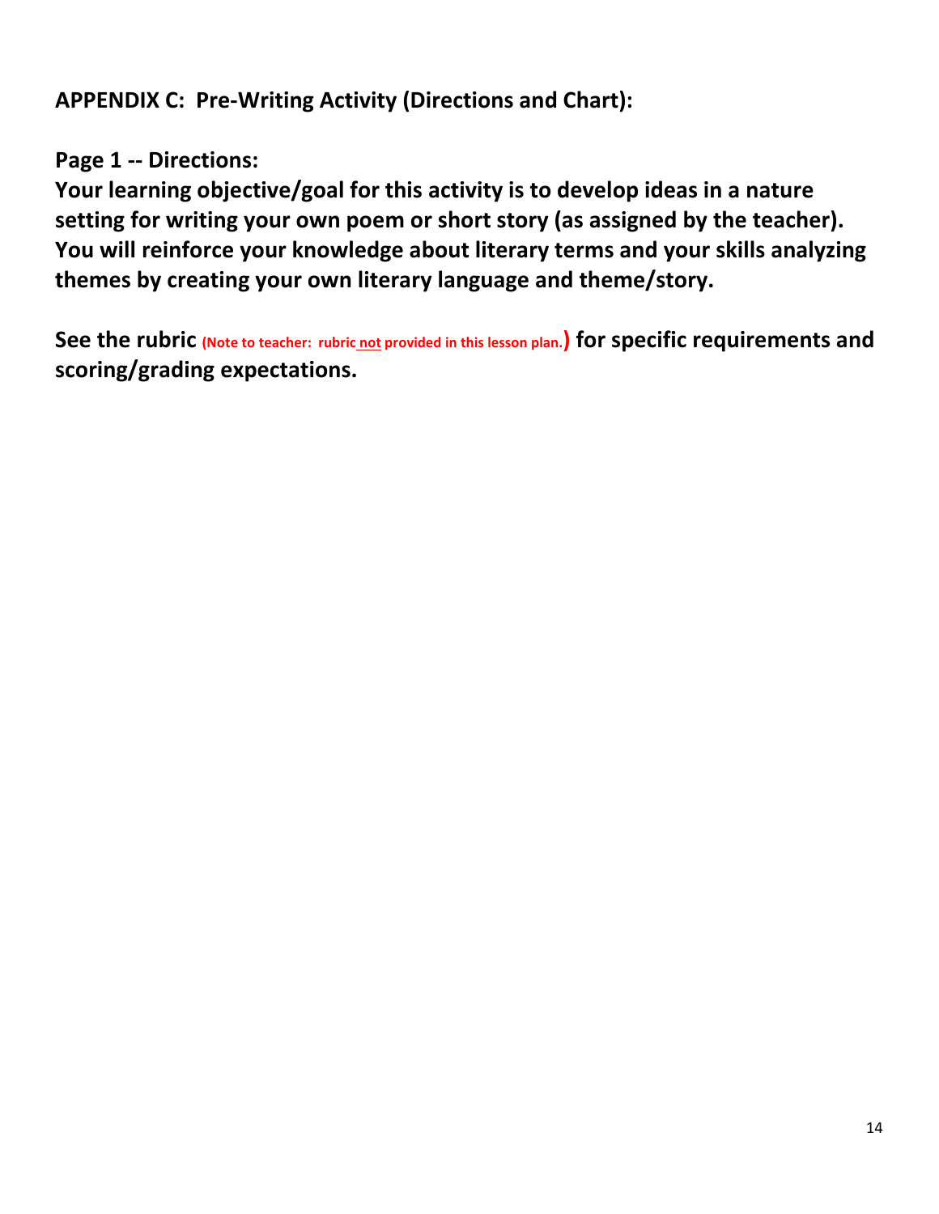**APPENDIX C: Pre-Writing Activity (Directions and Chart):**

**Page 1 -- Directions:**

**Your learning objective/goal for this activity is to develop ideas in a nature setting for writing your own poem or short story (as assigned by the teacher). You will reinforce your knowledge about literary terms and your skills analyzing themes by creating your own literary language and theme/story.**

**See the rubric (Note to teacher: rubric not provided in this lesson plan.) for specific requirements and scoring/grading expectations.**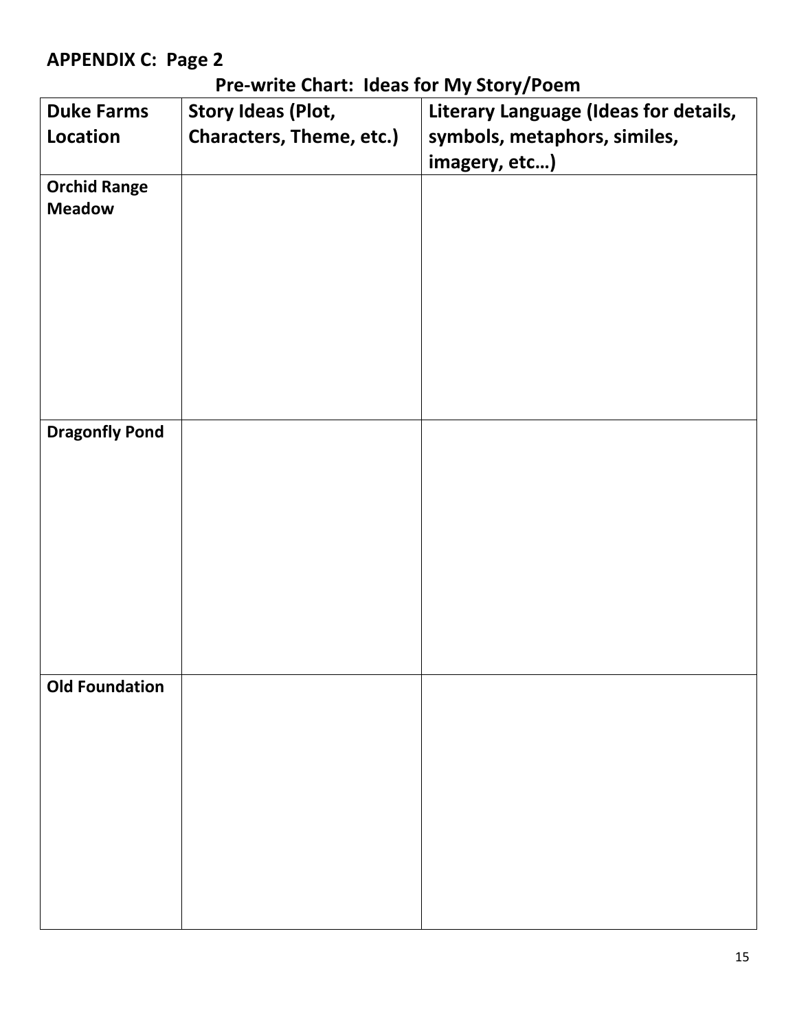## APPENDIX C: Page 2

### Pre-write Chart: Ideas for My Story/Poem

| Duke Farms Location | Story Ideas (Plot, Characters, Theme, etc.) | Literary Language (Ideas for details, symbols, metaphors, similes, imagery, etc…) |
|---|---|---|
| **Orchid Range Meadow** | | |
| **Dragonfly Pond** | | |
| **Old Foundation** | | |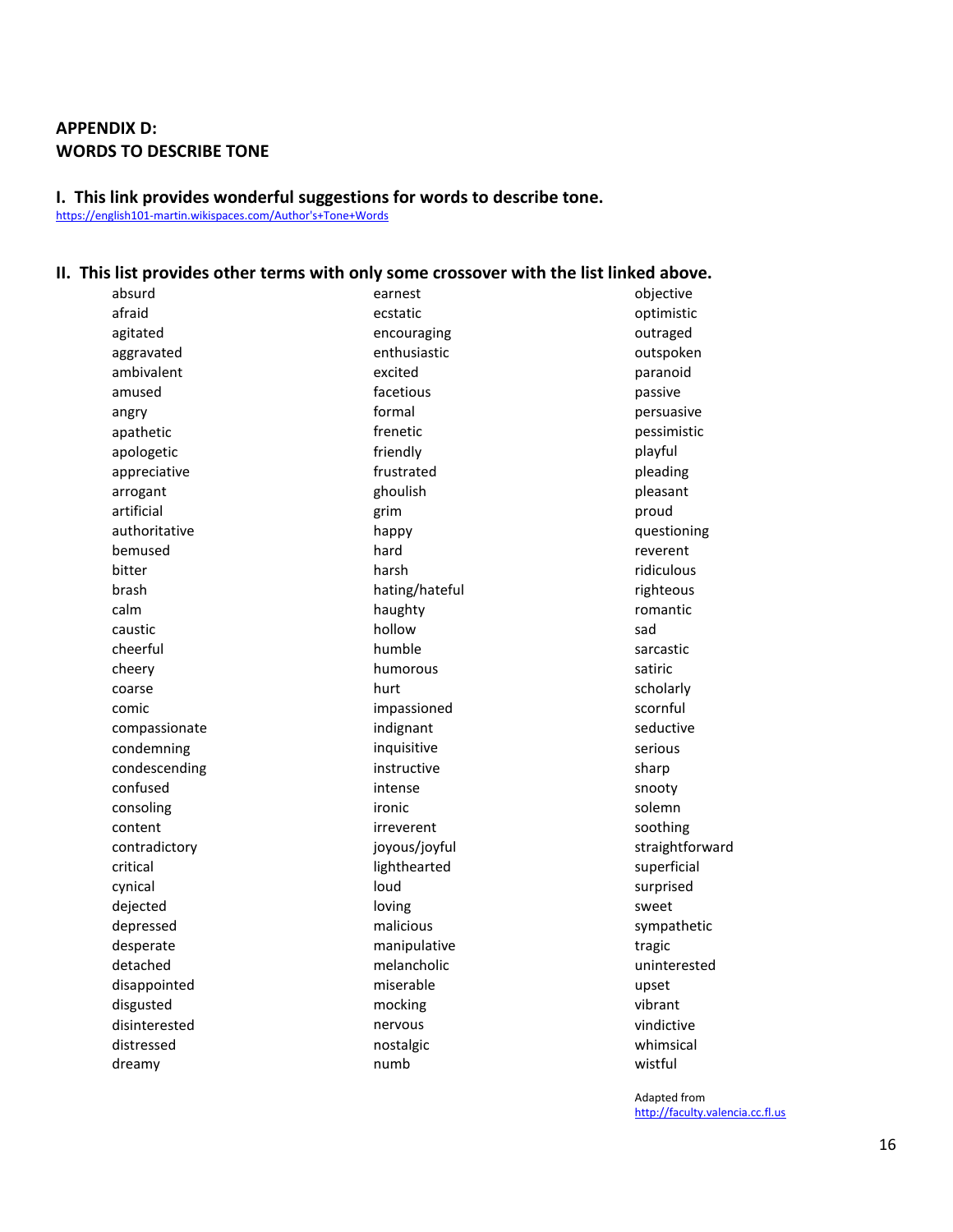## APPENDIX D:
## WORDS TO DESCRIBE TONE

### I. This link provides wonderful suggestions for words to describe tone.

https://english101-martin.wikispaces.com/Author's+Tone+Words

### II. This list provides other terms with only some crossover with the list linked above.

| | | |
|---|---|---|
| absurd | earnest | objective |
| afraid | ecstatic | optimistic |
| agitated | encouraging | outraged |
| aggravated | enthusiastic | outspoken |
| ambivalent | excited | paranoid |
| amused | facetious | passive |
| angry | formal | persuasive |
| apathetic | frenetic | pessimistic |
| apologetic | friendly | playful |
| appreciative | frustrated | pleading |
| arrogant | ghoulish | pleasant |
| artificial | grim | proud |
| authoritative | happy | questioning |
| bemused | hard | reverent |
| bitter | harsh | ridiculous |
| brash | hating/hateful | righteous |
| calm | haughty | romantic |
| caustic | hollow | sad |
| cheerful | humble | sarcastic |
| cheery | humorous | satiric |
| coarse | hurt | scholarly |
| comic | impassioned | scornful |
| compassionate | indignant | seductive |
| condemning | inquisitive | serious |
| condescending | instructive | sharp |
| confused | intense | snooty |
| consoling | ironic | solemn |
| content | irreverent | soothing |
| contradictory | joyous/joyful | straightforward |
| critical | lighthearted | superficial |
| cynical | loud | surprised |
| dejected | loving | sweet |
| depressed | malicious | sympathetic |
| desperate | manipulative | tragic |
| detached | melancholic | uninterested |
| disappointed | miserable | upset |
| disgusted | mocking | vibrant |
| disinterested | nervous | vindictive |
| distressed | nostalgic | whimsical |
| dreamy | numb | wistful |

Adapted from
http://faculty.valencia.cc.fl.us